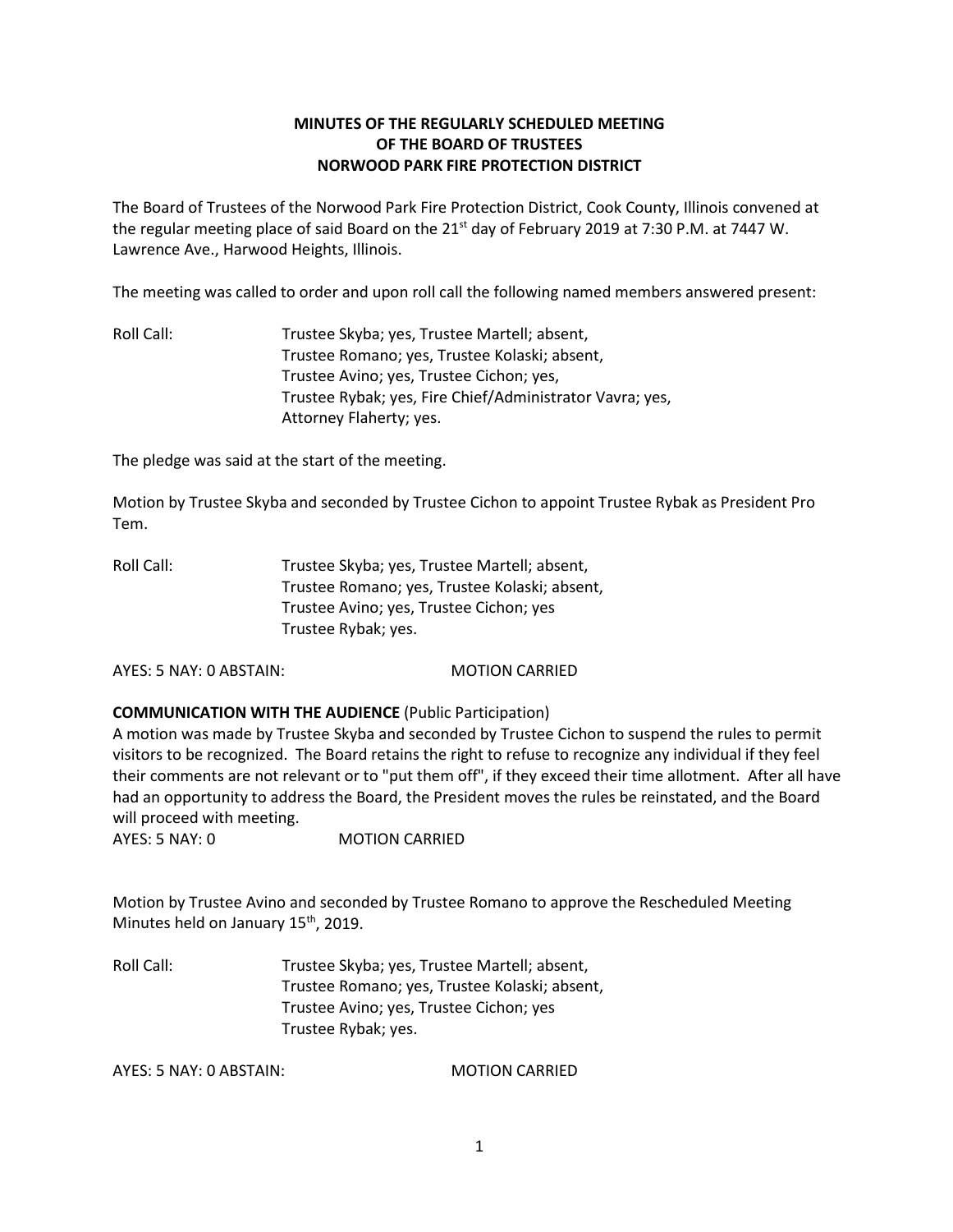**MINUTES OF THE REGULARLY SCHEDULED MEETING**
**OF THE BOARD OF TRUSTEES**
**NORWOOD PARK FIRE PROTECTION DISTRICT**

The Board of Trustees of the Norwood Park Fire Protection District, Cook County, Illinois convened at the regular meeting place of said Board on the 21st day of February 2019 at 7:30 P.M. at 7447 W. Lawrence Ave., Harwood Heights, Illinois.

The meeting was called to order and upon roll call the following named members answered present:

Roll Call: Trustee Skyba; yes, Trustee Martell; absent,
Trustee Romano; yes, Trustee Kolaski; absent,
Trustee Avino; yes, Trustee Cichon; yes,
Trustee Rybak; yes, Fire Chief/Administrator Vavra; yes,
Attorney Flaherty; yes.

The pledge was said at the start of the meeting.

Motion by Trustee Skyba and seconded by Trustee Cichon to appoint Trustee Rybak as President Pro Tem.

Roll Call: Trustee Skyba; yes, Trustee Martell; absent,
Trustee Romano; yes, Trustee Kolaski; absent,
Trustee Avino; yes, Trustee Cichon; yes
Trustee Rybak; yes.

AYES: 5 NAY: 0 ABSTAIN: MOTION CARRIED

**COMMUNICATION WITH THE AUDIENCE** (Public Participation)
A motion was made by Trustee Skyba and seconded by Trustee Cichon to suspend the rules to permit visitors to be recognized. The Board retains the right to refuse to recognize any individual if they feel their comments are not relevant or to "put them off", if they exceed their time allotment. After all have had an opportunity to address the Board, the President moves the rules be reinstated, and the Board will proceed with meeting.
AYES: 5 NAY: 0 MOTION CARRIED

Motion by Trustee Avino and seconded by Trustee Romano to approve the Rescheduled Meeting Minutes held on January 15th, 2019.

Roll Call: Trustee Skyba; yes, Trustee Martell; absent,
Trustee Romano; yes, Trustee Kolaski; absent,
Trustee Avino; yes, Trustee Cichon; yes
Trustee Rybak; yes.

AYES: 5 NAY: 0 ABSTAIN: MOTION CARRIED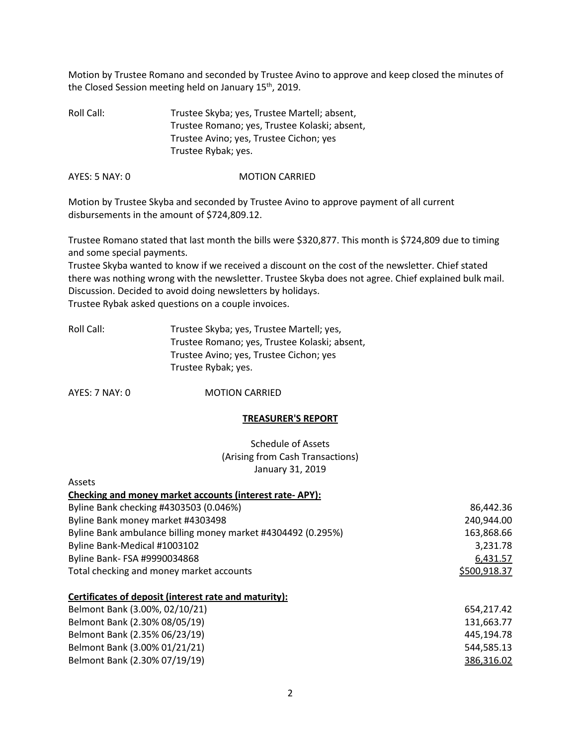Motion by Trustee Romano and seconded by Trustee Avino to approve and keep closed the minutes of the Closed Session meeting held on January 15th, 2019.

Roll Call: Trustee Skyba; yes, Trustee Martell; absent,
Trustee Romano; yes, Trustee Kolaski; absent,
Trustee Avino; yes, Trustee Cichon; yes
Trustee Rybak; yes.

AYES: 5 NAY: 0 MOTION CARRIED

Motion by Trustee Skyba and seconded by Trustee Avino to approve payment of all current disbursements in the amount of $724,809.12.

Trustee Romano stated that last month the bills were $320,877. This month is $724,809 due to timing and some special payments.
Trustee Skyba wanted to know if we received a discount on the cost of the newsletter. Chief stated there was nothing wrong with the newsletter. Trustee Skyba does not agree. Chief explained bulk mail. Discussion. Decided to avoid doing newsletters by holidays.
Trustee Rybak asked questions on a couple invoices.

Roll Call: Trustee Skyba; yes, Trustee Martell; yes,
Trustee Romano; yes, Trustee Kolaski; absent,
Trustee Avino; yes, Trustee Cichon; yes
Trustee Rybak; yes.

AYES: 7 NAY: 0 MOTION CARRIED

**TREASURER'S REPORT**

Schedule of Assets
(Arising from Cash Transactions)
January 31, 2019

Assets

| **Checking and money market accounts (interest rate- APY):** | |
|---|---|
| Byline Bank checking #4303503 (0.046%) | 86,442.36 |
| Byline Bank money market #4303498 | 240,944.00 |
| Byline Bank ambulance billing money market #4304492 (0.295%) | 163,868.66 |
| Byline Bank-Medical #1003102 | 3,231.78 |
| Byline Bank- FSA #9990034868 | 6,431.57 |
| Total checking and money market accounts | $500,918.37 |

| **Certificates of deposit (interest rate and maturity):** | |
|---|---|
| Belmont Bank (3.00%, 02/10/21) | 654,217.42 |
| Belmont Bank (2.30% 08/05/19) | 131,663.77 |
| Belmont Bank (2.35% 06/23/19) | 445,194.78 |
| Belmont Bank (3.00% 01/21/21) | 544,585.13 |
| Belmont Bank (2.30% 07/19/19) | 386,316.02 |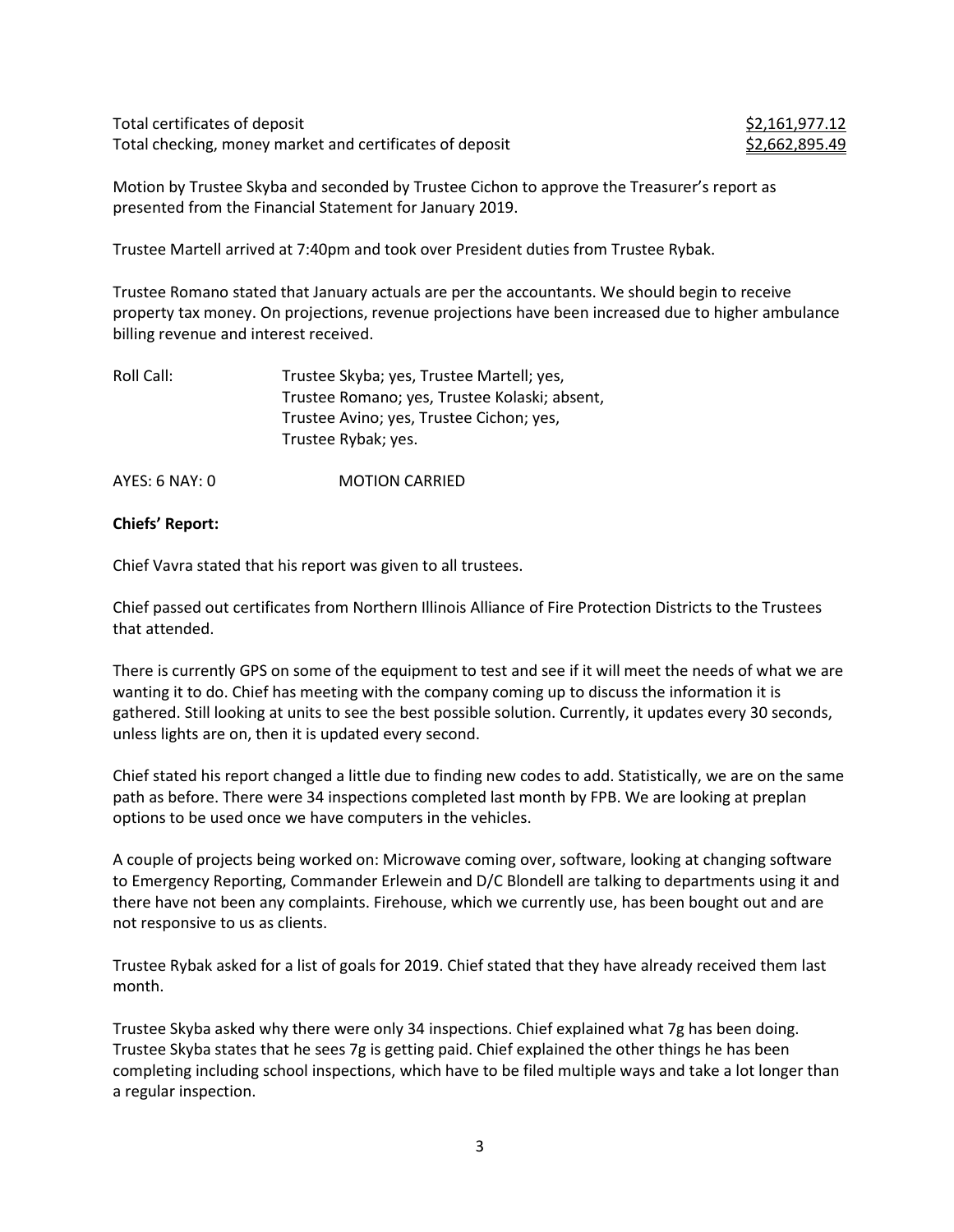| | |
|---|---|
| Total certificates of deposit | <u>$2,161,977.12</u> |
| Total checking, money market and certificates of deposit | <u>$2,662,895.49</u> |

Motion by Trustee Skyba and seconded by Trustee Cichon to approve the Treasurer's report as presented from the Financial Statement for January 2019.

Trustee Martell arrived at 7:40pm and took over President duties from Trustee Rybak.

Trustee Romano stated that January actuals are per the accountants. We should begin to receive property tax money. On projections, revenue projections have been increased due to higher ambulance billing revenue and interest received.

Roll Call: Trustee Skyba; yes, Trustee Martell; yes,
Trustee Romano; yes, Trustee Kolaski; absent,
Trustee Avino; yes, Trustee Cichon; yes,
Trustee Rybak; yes.

AYES: 6 NAY: 0 MOTION CARRIED

**Chiefs' Report:**

Chief Vavra stated that his report was given to all trustees.

Chief passed out certificates from Northern Illinois Alliance of Fire Protection Districts to the Trustees that attended.

There is currently GPS on some of the equipment to test and see if it will meet the needs of what we are wanting it to do. Chief has meeting with the company coming up to discuss the information it is gathered. Still looking at units to see the best possible solution. Currently, it updates every 30 seconds, unless lights are on, then it is updated every second.

Chief stated his report changed a little due to finding new codes to add. Statistically, we are on the same path as before. There were 34 inspections completed last month by FPB. We are looking at preplan options to be used once we have computers in the vehicles.

A couple of projects being worked on: Microwave coming over, software, looking at changing software to Emergency Reporting, Commander Erlewein and D/C Blondell are talking to departments using it and there have not been any complaints. Firehouse, which we currently use, has been bought out and are not responsive to us as clients.

Trustee Rybak asked for a list of goals for 2019. Chief stated that they have already received them last month.

Trustee Skyba asked why there were only 34 inspections. Chief explained what 7g has been doing. Trustee Skyba states that he sees 7g is getting paid. Chief explained the other things he has been completing including school inspections, which have to be filed multiple ways and take a lot longer than a regular inspection.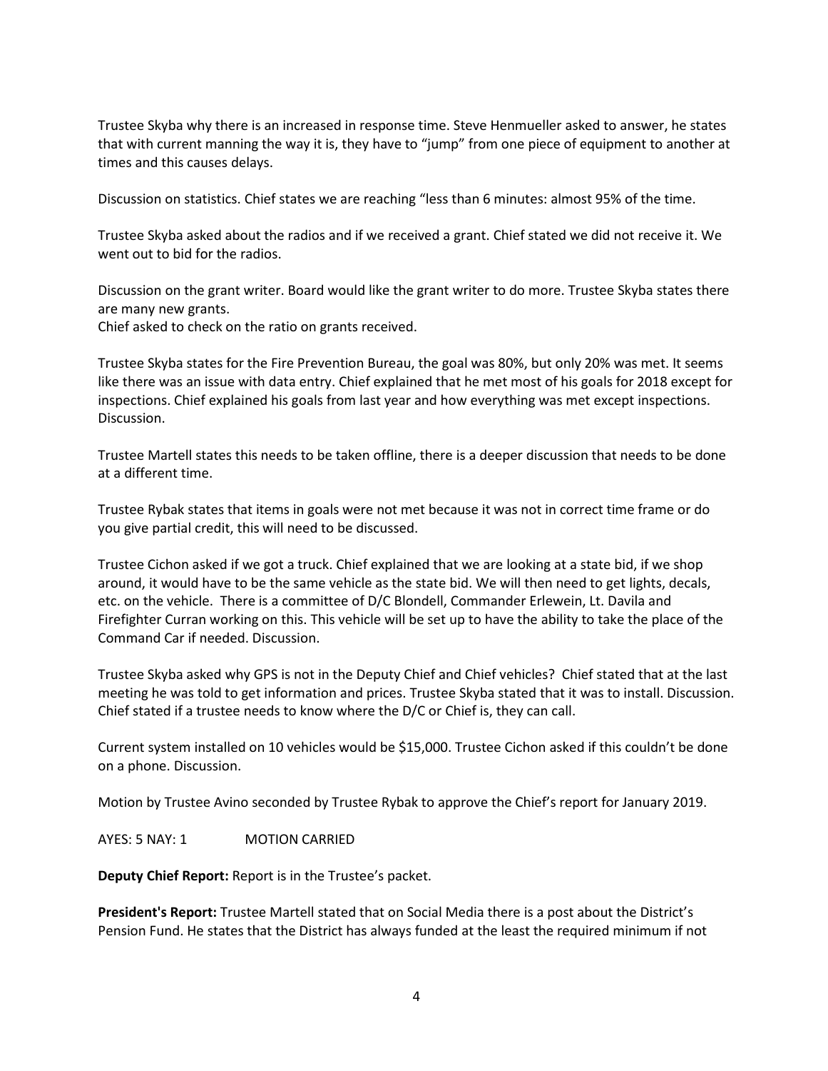Trustee Skyba why there is an increased in response time. Steve Henmueller asked to answer, he states that with current manning the way it is, they have to "jump" from one piece of equipment to another at times and this causes delays.

Discussion on statistics. Chief states we are reaching "less than 6 minutes: almost 95% of the time.

Trustee Skyba asked about the radios and if we received a grant. Chief stated we did not receive it. We went out to bid for the radios.

Discussion on the grant writer. Board would like the grant writer to do more. Trustee Skyba states there are many new grants.
Chief asked to check on the ratio on grants received.

Trustee Skyba states for the Fire Prevention Bureau, the goal was 80%, but only 20% was met. It seems like there was an issue with data entry. Chief explained that he met most of his goals for 2018 except for inspections. Chief explained his goals from last year and how everything was met except inspections. Discussion.

Trustee Martell states this needs to be taken offline, there is a deeper discussion that needs to be done at a different time.

Trustee Rybak states that items in goals were not met because it was not in correct time frame or do you give partial credit, this will need to be discussed.

Trustee Cichon asked if we got a truck. Chief explained that we are looking at a state bid, if we shop around, it would have to be the same vehicle as the state bid. We will then need to get lights, decals, etc. on the vehicle. There is a committee of D/C Blondell, Commander Erlewein, Lt. Davila and Firefighter Curran working on this. This vehicle will be set up to have the ability to take the place of the Command Car if needed. Discussion.

Trustee Skyba asked why GPS is not in the Deputy Chief and Chief vehicles? Chief stated that at the last meeting he was told to get information and prices. Trustee Skyba stated that it was to install. Discussion. Chief stated if a trustee needs to know where the D/C or Chief is, they can call.

Current system installed on 10 vehicles would be $15,000. Trustee Cichon asked if this couldn't be done on a phone. Discussion.

Motion by Trustee Avino seconded by Trustee Rybak to approve the Chief's report for January 2019.

AYES: 5 NAY: 1 MOTION CARRIED

**Deputy Chief Report:** Report is in the Trustee's packet.

**President's Report:** Trustee Martell stated that on Social Media there is a post about the District's Pension Fund. He states that the District has always funded at the least the required minimum if not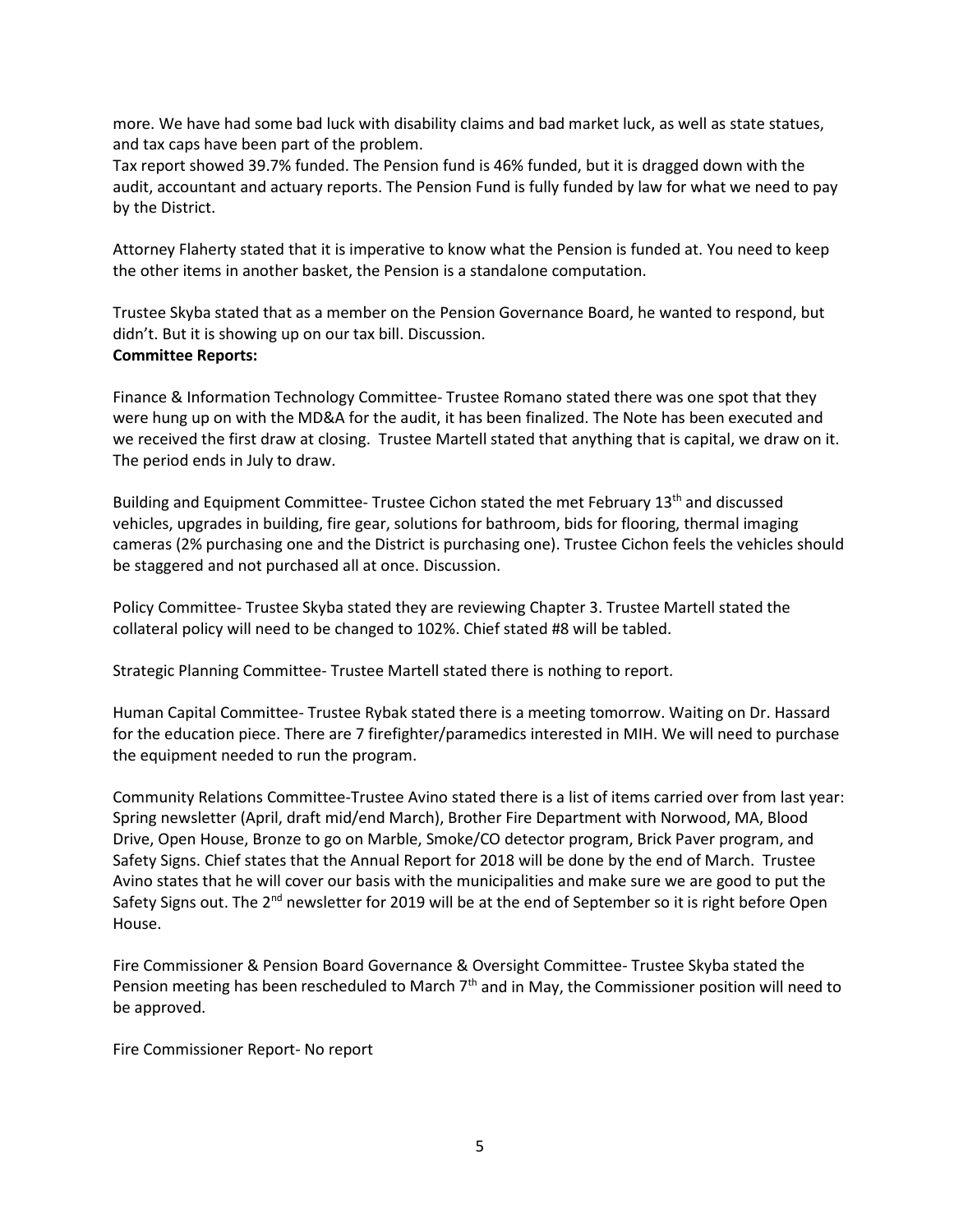more. We have had some bad luck with disability claims and bad market luck, as well as state statues, and tax caps have been part of the problem.
Tax report showed 39.7% funded. The Pension fund is 46% funded, but it is dragged down with the audit, accountant and actuary reports. The Pension Fund is fully funded by law for what we need to pay by the District.

Attorney Flaherty stated that it is imperative to know what the Pension is funded at. You need to keep the other items in another basket, the Pension is a standalone computation.

Trustee Skyba stated that as a member on the Pension Governance Board, he wanted to respond, but didn't. But it is showing up on our tax bill. Discussion.

**Committee Reports:**

Finance & Information Technology Committee- Trustee Romano stated there was one spot that they were hung up on with the MD&A for the audit, it has been finalized. The Note has been executed and we received the first draw at closing. Trustee Martell stated that anything that is capital, we draw on it. The period ends in July to draw.

Building and Equipment Committee- Trustee Cichon stated the met February 13th and discussed vehicles, upgrades in building, fire gear, solutions for bathroom, bids for flooring, thermal imaging cameras (2% purchasing one and the District is purchasing one). Trustee Cichon feels the vehicles should be staggered and not purchased all at once. Discussion.

Policy Committee- Trustee Skyba stated they are reviewing Chapter 3. Trustee Martell stated the collateral policy will need to be changed to 102%. Chief stated #8 will be tabled.

Strategic Planning Committee- Trustee Martell stated there is nothing to report.

Human Capital Committee- Trustee Rybak stated there is a meeting tomorrow. Waiting on Dr. Hassard for the education piece. There are 7 firefighter/paramedics interested in MIH. We will need to purchase the equipment needed to run the program.

Community Relations Committee-Trustee Avino stated there is a list of items carried over from last year: Spring newsletter (April, draft mid/end March), Brother Fire Department with Norwood, MA, Blood Drive, Open House, Bronze to go on Marble, Smoke/CO detector program, Brick Paver program, and Safety Signs. Chief states that the Annual Report for 2018 will be done by the end of March. Trustee Avino states that he will cover our basis with the municipalities and make sure we are good to put the Safety Signs out. The 2nd newsletter for 2019 will be at the end of September so it is right before Open House.

Fire Commissioner & Pension Board Governance & Oversight Committee- Trustee Skyba stated the Pension meeting has been rescheduled to March 7th and in May, the Commissioner position will need to be approved.

Fire Commissioner Report- No report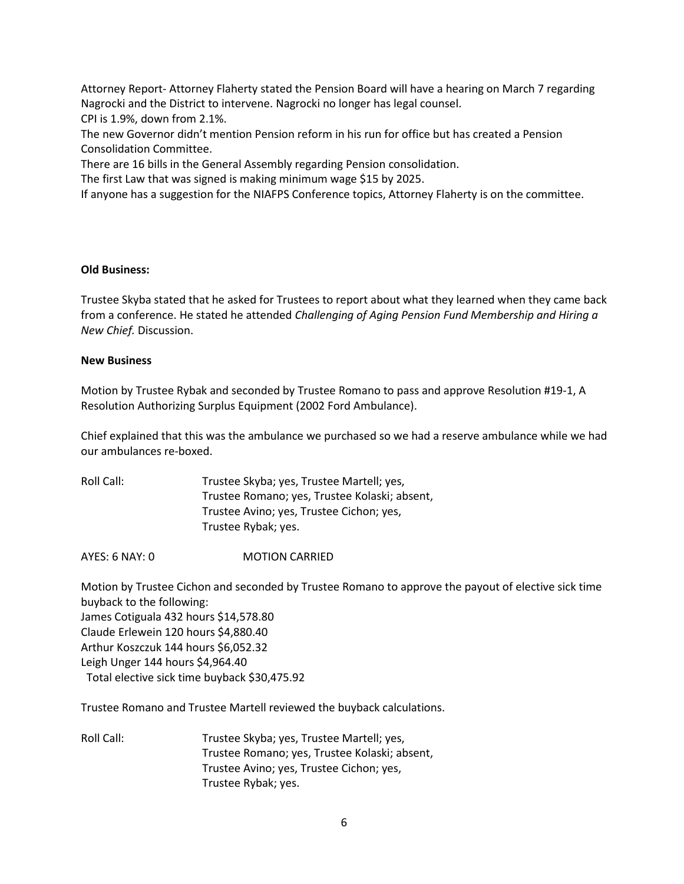Attorney Report- Attorney Flaherty stated the Pension Board will have a hearing on March 7 regarding Nagrocki and the District to intervene. Nagrocki no longer has legal counsel.
CPI is 1.9%, down from 2.1%.
The new Governor didn't mention Pension reform in his run for office but has created a Pension Consolidation Committee.
There are 16 bills in the General Assembly regarding Pension consolidation.
The first Law that was signed is making minimum wage $15 by 2025.
If anyone has a suggestion for the NIAFPS Conference topics, Attorney Flaherty is on the committee.

**Old Business:**

Trustee Skyba stated that he asked for Trustees to report about what they learned when they came back from a conference. He stated he attended *Challenging of Aging Pension Fund Membership and Hiring a New Chief.* Discussion.

**New Business**

Motion by Trustee Rybak and seconded by Trustee Romano to pass and approve Resolution #19-1, A Resolution Authorizing Surplus Equipment (2002 Ford Ambulance).

Chief explained that this was the ambulance we purchased so we had a reserve ambulance while we had our ambulances re-boxed.

Roll Call: Trustee Skyba; yes, Trustee Martell; yes,
Trustee Romano; yes, Trustee Kolaski; absent,
Trustee Avino; yes, Trustee Cichon; yes,
Trustee Rybak; yes.

AYES: 6 NAY: 0 MOTION CARRIED

Motion by Trustee Cichon and seconded by Trustee Romano to approve the payout of elective sick time buyback to the following:
James Cotiguala 432 hours $14,578.80
Claude Erlewein 120 hours $4,880.40
Arthur Koszczuk 144 hours $6,052.32
Leigh Unger 144 hours $4,964.40
Total elective sick time buyback $30,475.92

Trustee Romano and Trustee Martell reviewed the buyback calculations.

Roll Call: Trustee Skyba; yes, Trustee Martell; yes,
Trustee Romano; yes, Trustee Kolaski; absent,
Trustee Avino; yes, Trustee Cichon; yes,
Trustee Rybak; yes.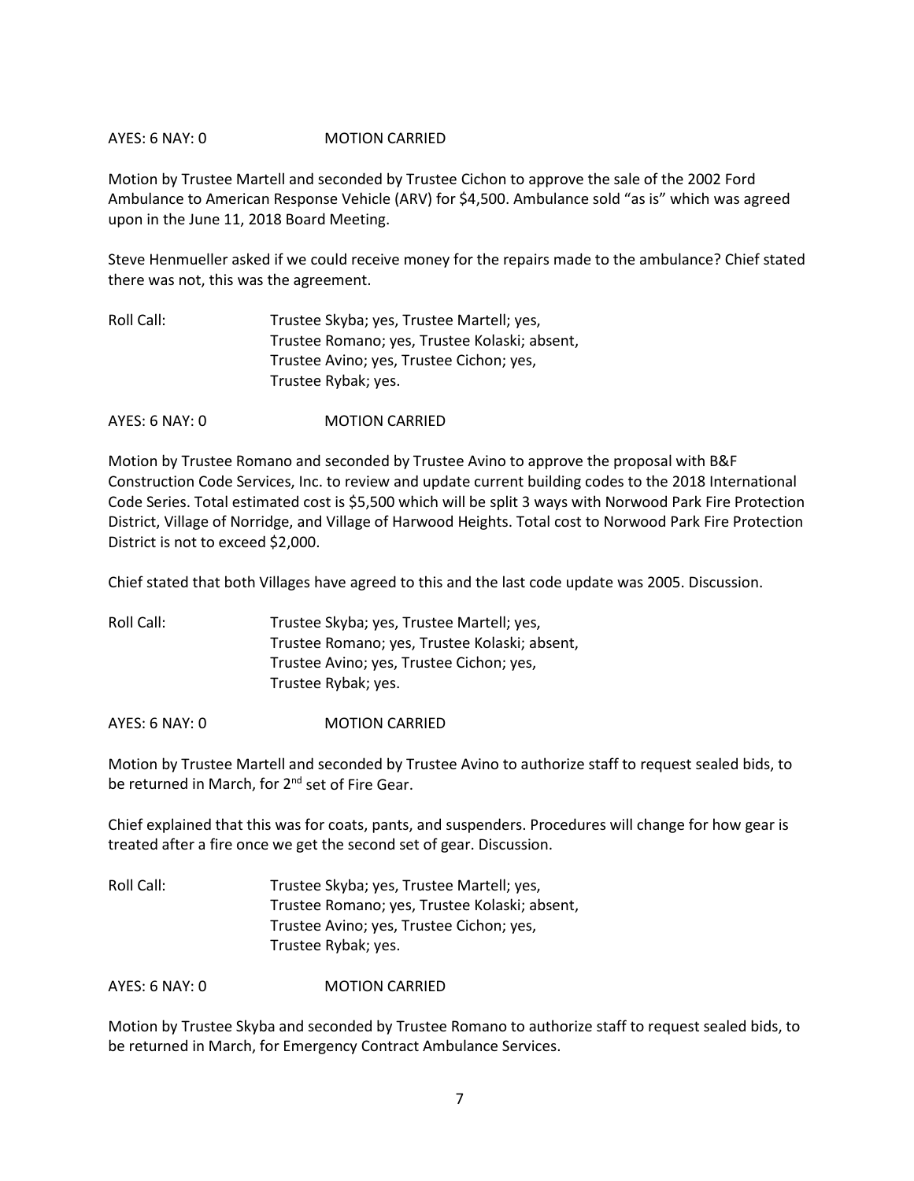AYES: 6 NAY: 0 MOTION CARRIED

Motion by Trustee Martell and seconded by Trustee Cichon to approve the sale of the 2002 Ford Ambulance to American Response Vehicle (ARV) for $4,500. Ambulance sold "as is" which was agreed upon in the June 11, 2018 Board Meeting.

Steve Henmueller asked if we could receive money for the repairs made to the ambulance? Chief stated there was not, this was the agreement.

Roll Call: Trustee Skyba; yes, Trustee Martell; yes,
Trustee Romano; yes, Trustee Kolaski; absent,
Trustee Avino; yes, Trustee Cichon; yes,
Trustee Rybak; yes.

AYES: 6 NAY: 0 MOTION CARRIED

Motion by Trustee Romano and seconded by Trustee Avino to approve the proposal with B&F Construction Code Services, Inc. to review and update current building codes to the 2018 International Code Series. Total estimated cost is $5,500 which will be split 3 ways with Norwood Park Fire Protection District, Village of Norridge, and Village of Harwood Heights. Total cost to Norwood Park Fire Protection District is not to exceed $2,000.

Chief stated that both Villages have agreed to this and the last code update was 2005. Discussion.

Roll Call: Trustee Skyba; yes, Trustee Martell; yes,
Trustee Romano; yes, Trustee Kolaski; absent,
Trustee Avino; yes, Trustee Cichon; yes,
Trustee Rybak; yes.

AYES: 6 NAY: 0 MOTION CARRIED

Motion by Trustee Martell and seconded by Trustee Avino to authorize staff to request sealed bids, to be returned in March, for 2nd set of Fire Gear.

Chief explained that this was for coats, pants, and suspenders. Procedures will change for how gear is treated after a fire once we get the second set of gear. Discussion.

Roll Call: Trustee Skyba; yes, Trustee Martell; yes,
Trustee Romano; yes, Trustee Kolaski; absent,
Trustee Avino; yes, Trustee Cichon; yes,
Trustee Rybak; yes.

AYES: 6 NAY: 0 MOTION CARRIED

Motion by Trustee Skyba and seconded by Trustee Romano to authorize staff to request sealed bids, to be returned in March, for Emergency Contract Ambulance Services.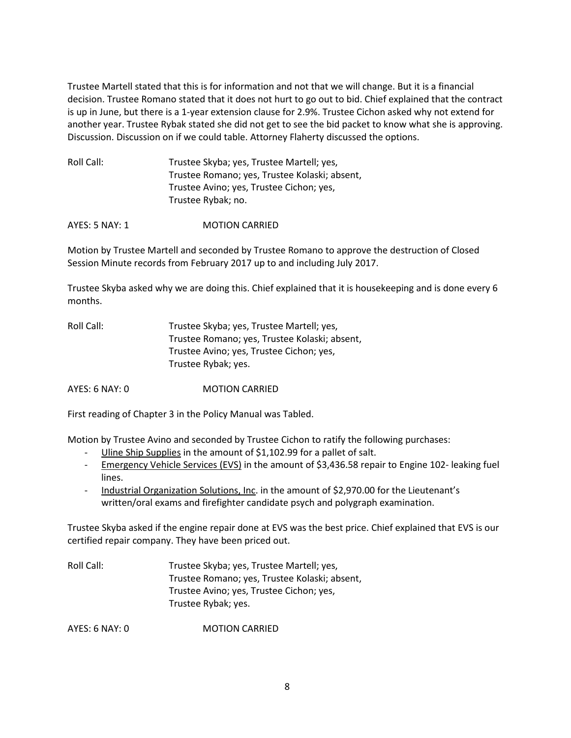Trustee Martell stated that this is for information and not that we will change. But it is a financial decision. Trustee Romano stated that it does not hurt to go out to bid. Chief explained that the contract is up in June, but there is a 1-year extension clause for 2.9%. Trustee Cichon asked why not extend for another year. Trustee Rybak stated she did not get to see the bid packet to know what she is approving. Discussion. Discussion on if we could table. Attorney Flaherty discussed the options.

Roll Call: Trustee Skyba; yes, Trustee Martell; yes,
Trustee Romano; yes, Trustee Kolaski; absent,
Trustee Avino; yes, Trustee Cichon; yes,
Trustee Rybak; no.

AYES: 5 NAY: 1 MOTION CARRIED

Motion by Trustee Martell and seconded by Trustee Romano to approve the destruction of Closed Session Minute records from February 2017 up to and including July 2017.

Trustee Skyba asked why we are doing this. Chief explained that it is housekeeping and is done every 6 months.

Roll Call: Trustee Skyba; yes, Trustee Martell; yes,
Trustee Romano; yes, Trustee Kolaski; absent,
Trustee Avino; yes, Trustee Cichon; yes,
Trustee Rybak; yes.

AYES: 6 NAY: 0 MOTION CARRIED

First reading of Chapter 3 in the Policy Manual was Tabled.

Motion by Trustee Avino and seconded by Trustee Cichon to ratify the following purchases:

- Uline Ship Supplies in the amount of $1,102.99 for a pallet of salt.
- Emergency Vehicle Services (EVS) in the amount of $3,436.58 repair to Engine 102- leaking fuel lines.
- Industrial Organization Solutions, Inc. in the amount of $2,970.00 for the Lieutenant's written/oral exams and firefighter candidate psych and polygraph examination.

Trustee Skyba asked if the engine repair done at EVS was the best price. Chief explained that EVS is our certified repair company. They have been priced out.

Roll Call: Trustee Skyba; yes, Trustee Martell; yes,
Trustee Romano; yes, Trustee Kolaski; absent,
Trustee Avino; yes, Trustee Cichon; yes,
Trustee Rybak; yes.

AYES: 6 NAY: 0 MOTION CARRIED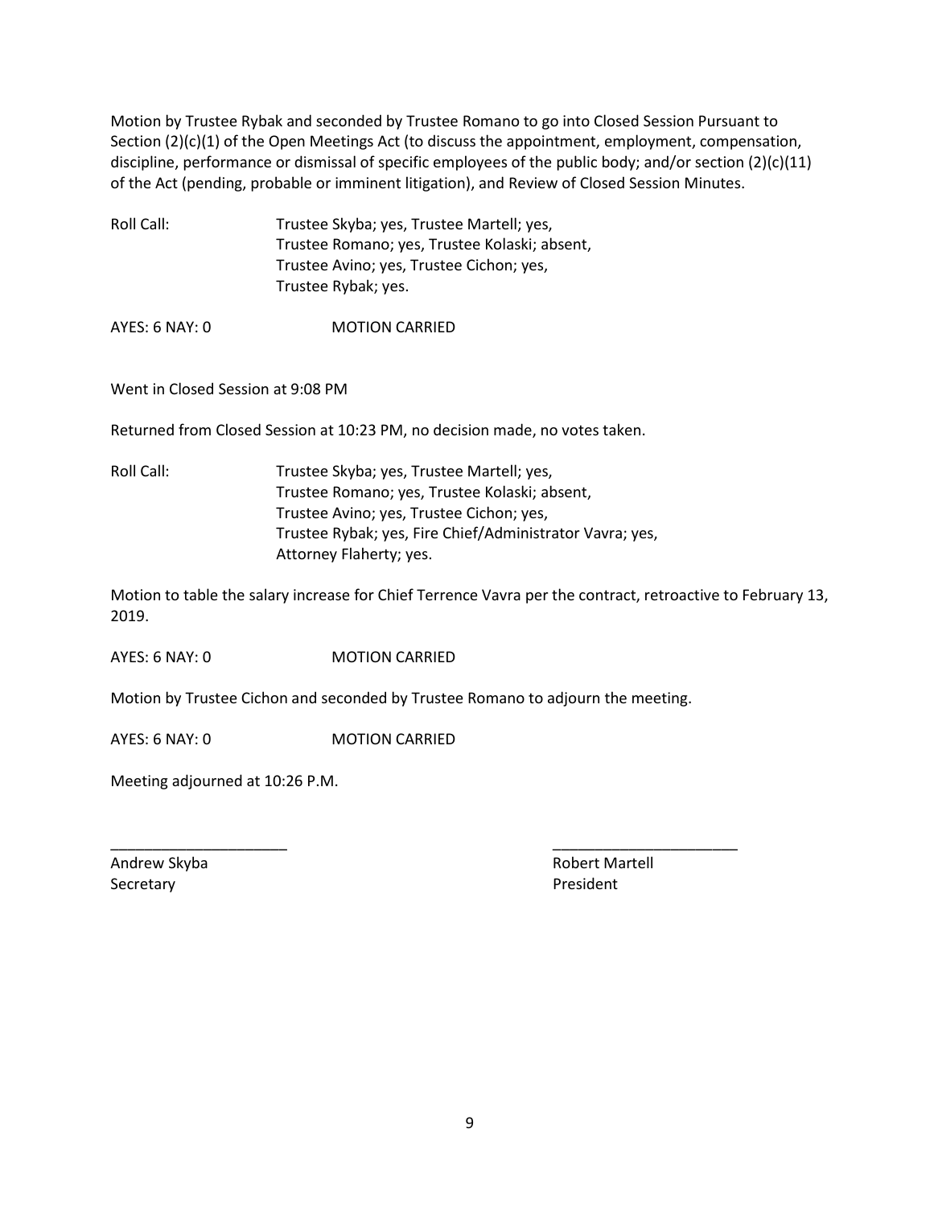Motion by Trustee Rybak and seconded by Trustee Romano to go into Closed Session Pursuant to Section (2)(c)(1) of the Open Meetings Act (to discuss the appointment, employment, compensation, discipline, performance or dismissal of specific employees of the public body; and/or section (2)(c)(11) of the Act (pending, probable or imminent litigation), and Review of Closed Session Minutes.

Roll Call: Trustee Skyba; yes, Trustee Martell; yes,
Trustee Romano; yes, Trustee Kolaski; absent,
Trustee Avino; yes, Trustee Cichon; yes,
Trustee Rybak; yes.

AYES: 6 NAY: 0 MOTION CARRIED

Went in Closed Session at 9:08 PM

Returned from Closed Session at 10:23 PM, no decision made, no votes taken.

Roll Call: Trustee Skyba; yes, Trustee Martell; yes,
Trustee Romano; yes, Trustee Kolaski; absent,
Trustee Avino; yes, Trustee Cichon; yes,
Trustee Rybak; yes, Fire Chief/Administrator Vavra; yes,
Attorney Flaherty; yes.

Motion to table the salary increase for Chief Terrence Vavra per the contract, retroactive to February 13, 2019.

AYES: 6 NAY: 0 MOTION CARRIED

Motion by Trustee Cichon and seconded by Trustee Romano to adjourn the meeting.

AYES: 6 NAY: 0 MOTION CARRIED

Meeting adjourned at 10:26 P.M.

_____________________ _____________________

Andrew Skyba Robert Martell
Secretary President